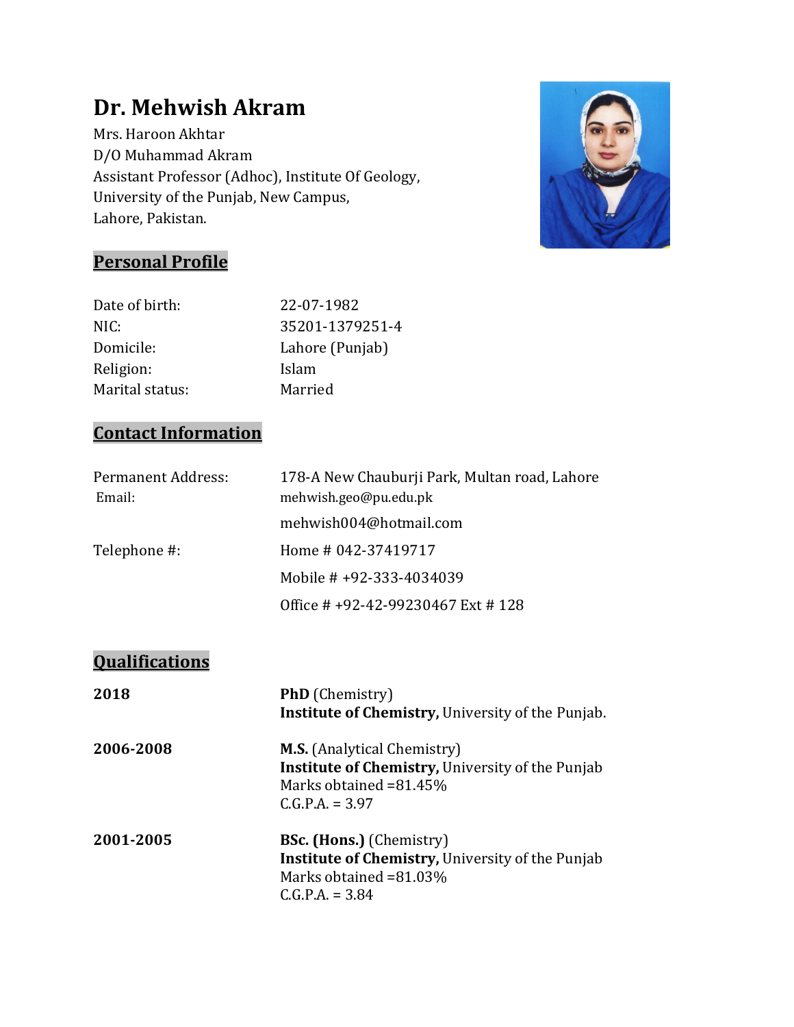# Dr. Mehwish Akram

Mrs. Haroon Akhtar
D/O Muhammad Akram
Assistant Professor (Adhoc), Institute Of Geology,
University of the Punjab, New Campus,
Lahore, Pakistan.

## Personal Profile

| | |
|---|---|
| Date of birth: | 22-07-1982 |
| NIC: | 35201-1379251-4 |
| Domicile: | Lahore (Punjab) |
| Religion: | Islam |
| Marital status: | Married |

## Contact Information

| | |
|---|---|
| Permanent Address: | 178-A New Chauburji Park, Multan road, Lahore |
| Email: | mehwish.geo@pu.edu.pk |
| | mehwish004@hotmail.com |
| Telephone #: | Home # 042-37419717 |
| | Mobile # +92-333-4034039 |
| | Office # +92-42-99230467 Ext # 128 |

## Qualifications

**2018**
**PhD** (Chemistry)
**Institute of Chemistry,** University of the Punjab.

**2006-2008**
**M.S.** (Analytical Chemistry)
**Institute of Chemistry,** University of the Punjab
Marks obtained =81.45%
C.G.P.A. = 3.97

**2001-2005**
**BSc. (Hons.)** (Chemistry)
**Institute of Chemistry,** University of the Punjab
Marks obtained =81.03%
C.G.P.A. = 3.84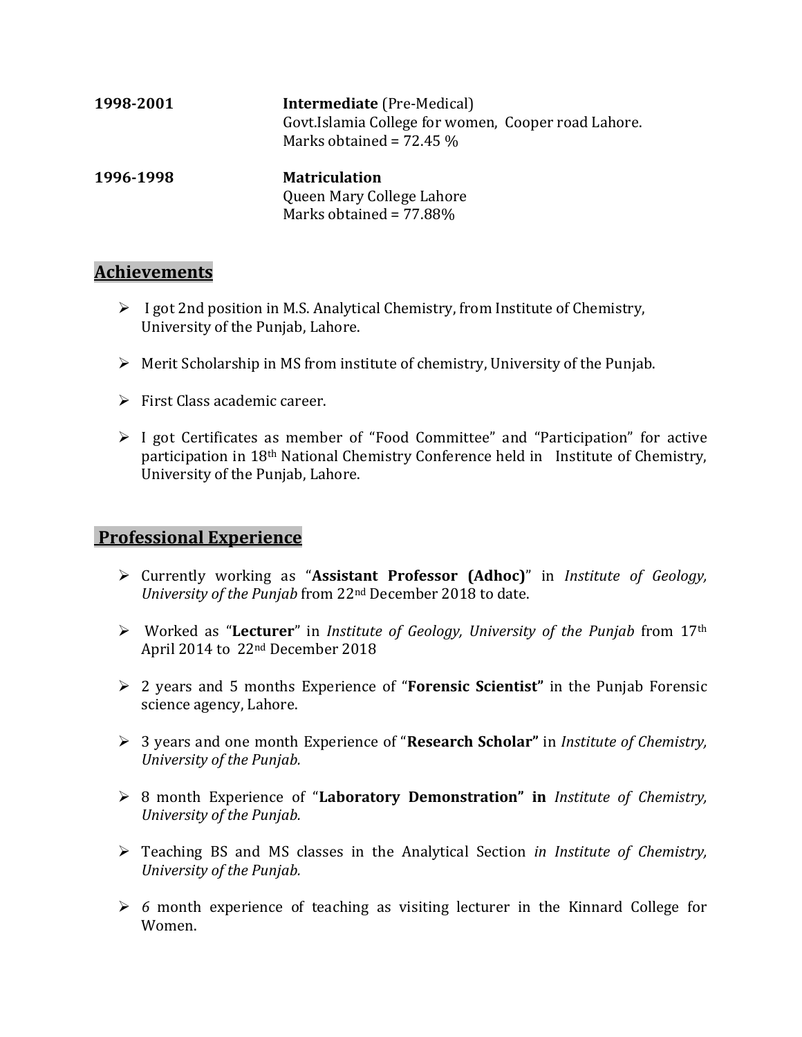**1998-2001** **Intermediate** (Pre-Medical)
Govt.Islamia College for women, Cooper road Lahore.
Marks obtained = 72.45 %

**1996-1998** **Matriculation**
Queen Mary College Lahore
Marks obtained = 77.88%

## Achievements

- I got 2nd position in M.S. Analytical Chemistry, from Institute of Chemistry, University of the Punjab, Lahore.
- Merit Scholarship in MS from institute of chemistry, University of the Punjab.
- First Class academic career.
- I got Certificates as member of "Food Committee" and "Participation" for active participation in 18th National Chemistry Conference held in Institute of Chemistry, University of the Punjab, Lahore.

## Professional Experience

- Currently working as "**Assistant Professor (Adhoc)**" in *Institute of Geology, University of the Punjab* from 22nd December 2018 to date.
- Worked as "**Lecturer**" in *Institute of Geology, University of the Punjab* from 17th April 2014 to 22nd December 2018
- 2 years and 5 months Experience of "**Forensic Scientist"** in the Punjab Forensic science agency, Lahore.
- 3 years and one month Experience of "**Research Scholar"** in *Institute of Chemistry, University of the Punjab.*
- 8 month Experience of "**Laboratory Demonstration" in** *Institute of Chemistry, University of the Punjab.*
- Teaching BS and MS classes in the Analytical Section *in Institute of Chemistry, University of the Punjab.*
- *6* month experience of teaching as visiting lecturer in the Kinnard College for Women.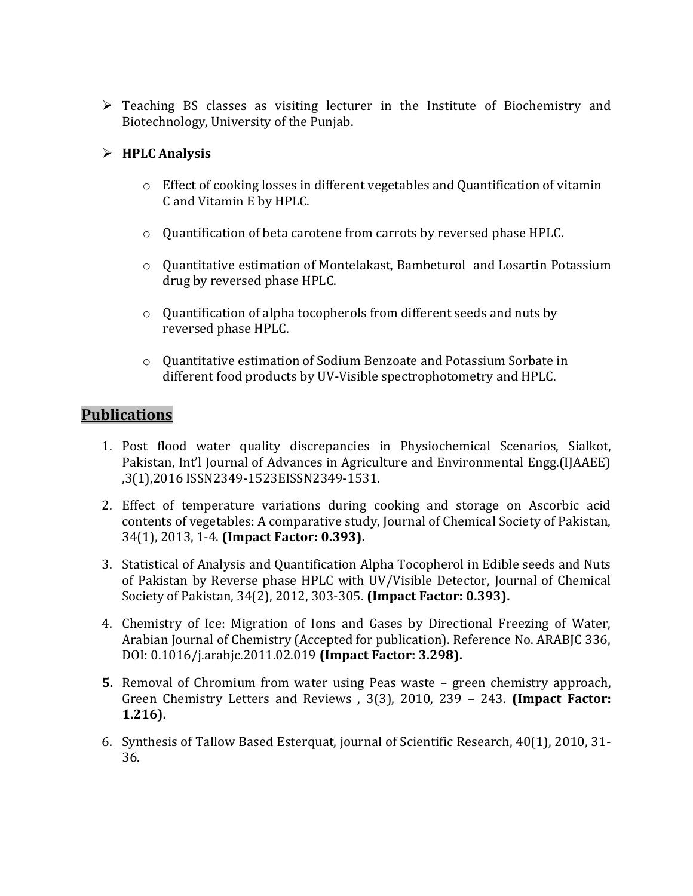- Teaching BS classes as visiting lecturer in the Institute of Biochemistry and Biotechnology, University of the Punjab.

- **HPLC Analysis**

  - Effect of cooking losses in different vegetables and Quantification of vitamin C and Vitamin E by HPLC.

  - Quantification of beta carotene from carrots by reversed phase HPLC.

  - Quantitative estimation of Montelakast, Bambeturol and Losartin Potassium drug by reversed phase HPLC.

  - Quantification of alpha tocopherols from different seeds and nuts by reversed phase HPLC.

  - Quantitative estimation of Sodium Benzoate and Potassium Sorbate in different food products by UV-Visible spectrophotometry and HPLC.

## Publications

1. Post flood water quality discrepancies in Physiochemical Scenarios, Sialkot, Pakistan, Int'l Journal of Advances in Agriculture and Environmental Engg.(IJAAEE) ,3(1),2016 ISSN2349-1523EISSN2349-1531.

2. Effect of temperature variations during cooking and storage on Ascorbic acid contents of vegetables: A comparative study, Journal of Chemical Society of Pakistan, 34(1), 2013, 1-4. **(Impact Factor: 0.393).**

3. Statistical of Analysis and Quantification Alpha Tocopherol in Edible seeds and Nuts of Pakistan by Reverse phase HPLC with UV/Visible Detector, Journal of Chemical Society of Pakistan, 34(2), 2012, 303-305. **(Impact Factor: 0.393).**

4. Chemistry of Ice: Migration of Ions and Gases by Directional Freezing of Water, Arabian Journal of Chemistry (Accepted for publication). Reference No. ARABJC 336, DOI: 0.1016/j.arabjc.2011.02.019 **(Impact Factor: 3.298).**

5. Removal of Chromium from water using Peas waste – green chemistry approach, Green Chemistry Letters and Reviews , 3(3), 2010, 239 – 243. **(Impact Factor: 1.216).**

6. Synthesis of Tallow Based Esterquat, journal of Scientific Research, 40(1), 2010, 31-36.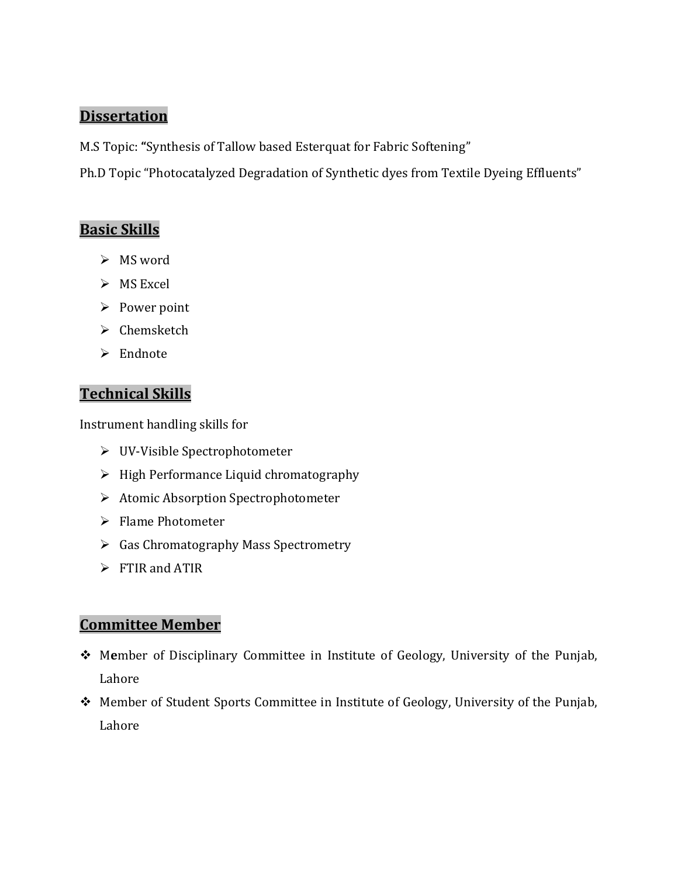## Dissertation

M.S Topic: **“**Synthesis of Tallow based Esterquat for Fabric Softening”

Ph.D Topic “Photocatalyzed Degradation of Synthetic dyes from Textile Dyeing Effluents”

## Basic Skills

- MS word
- MS Excel
- Power point
- Chemsketch
- Endnote

## Technical Skills

Instrument handling skills for

- UV-Visible Spectrophotometer
- High Performance Liquid chromatography
- Atomic Absorption Spectrophotometer
- Flame Photometer
- Gas Chromatography Mass Spectrometry
- FTIR and ATIR

## Committee Member

- M**e**mber of Disciplinary Committee in Institute of Geology, University of the Punjab, Lahore
- Member of Student Sports Committee in Institute of Geology, University of the Punjab, Lahore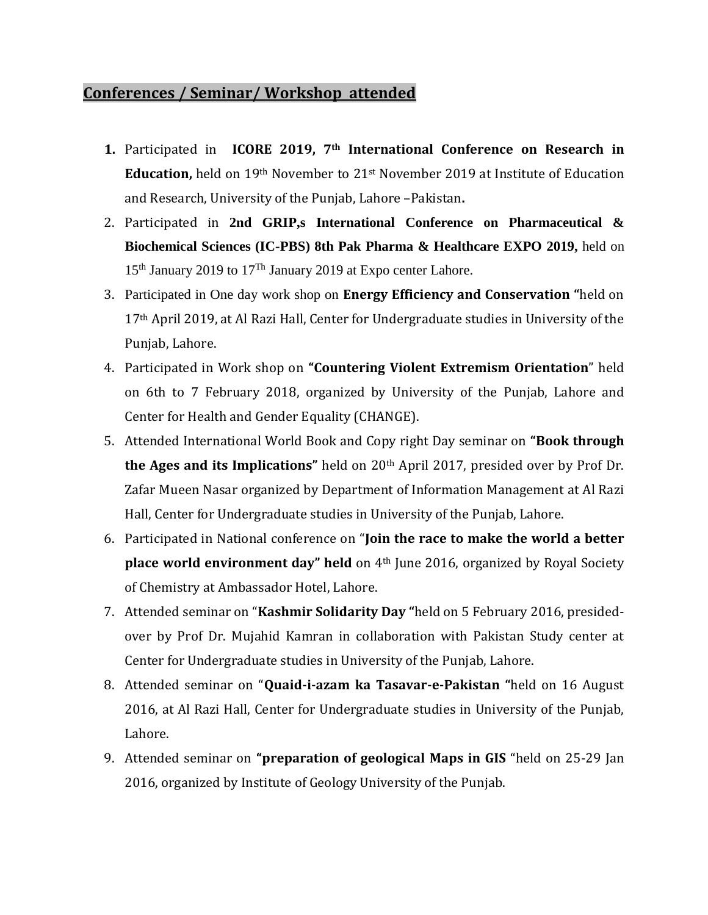## Conferences / Seminar/ Workshop attended

1. Participated in **ICORE 2019, 7th International Conference on Research in Education,** held on 19th November to 21st November 2019 at Institute of Education and Research, University of the Punjab, Lahore –Pakistan**.**
2. Participated in **2nd GRIP,s International Conference on Pharmaceutical & Biochemical Sciences (IC-PBS) 8th Pak Pharma & Healthcare EXPO 2019,** held on 15th January 2019 to 17Th January 2019 at Expo center Lahore.
3. Participated in One day work shop on **Energy Efficiency and Conservation "**held on 17th April 2019, at Al Razi Hall, Center for Undergraduate studies in University of the Punjab, Lahore.
4. Participated in Work shop on **"Countering Violent Extremism Orientation**" held on 6th to 7 February 2018, organized by University of the Punjab, Lahore and Center for Health and Gender Equality (CHANGE).
5. Attended International World Book and Copy right Day seminar on **"Book through the Ages and its Implications"** held on 20th April 2017, presided over by Prof Dr. Zafar Mueen Nasar organized by Department of Information Management at Al Razi Hall, Center for Undergraduate studies in University of the Punjab, Lahore.
6. Participated in National conference on "**Join the race to make the world a better place world environment day" held** on 4th June 2016, organized by Royal Society of Chemistry at Ambassador Hotel, Lahore.
7. Attended seminar on "**Kashmir Solidarity Day "**held on 5 February 2016, presided-over by Prof Dr. Mujahid Kamran in collaboration with Pakistan Study center at Center for Undergraduate studies in University of the Punjab, Lahore.
8. Attended seminar on "**Quaid-i-azam ka Tasavar-e-Pakistan "**held on 16 August 2016, at Al Razi Hall, Center for Undergraduate studies in University of the Punjab, Lahore.
9. Attended seminar on **"preparation of geological Maps in GIS** "held on 25-29 Jan 2016, organized by Institute of Geology University of the Punjab.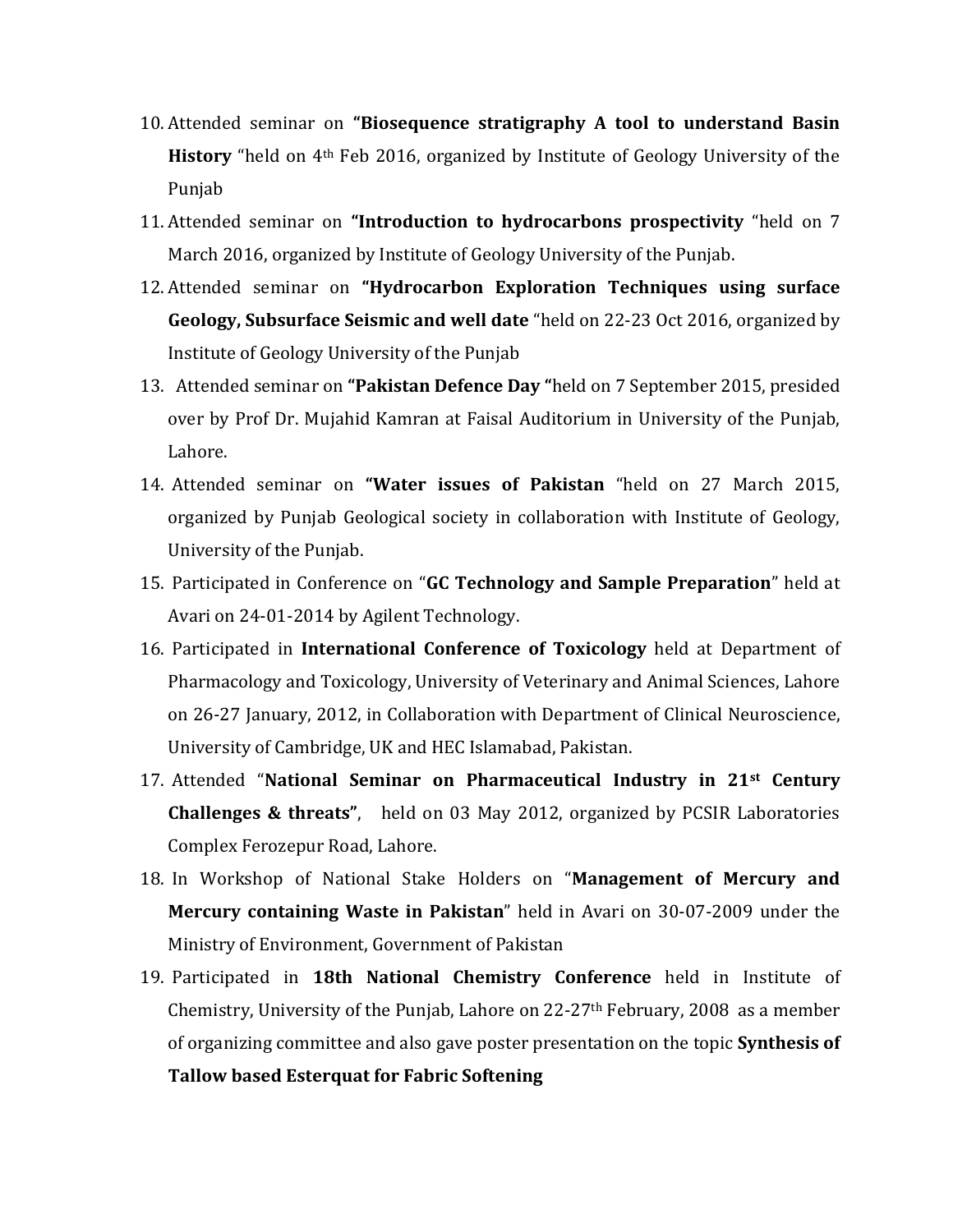10. Attended seminar on **"Biosequence stratigraphy A tool to understand Basin History** "held on 4th Feb 2016, organized by Institute of Geology University of the Punjab
11. Attended seminar on **"Introduction to hydrocarbons prospectivity** "held on 7 March 2016, organized by Institute of Geology University of the Punjab.
12. Attended seminar on **"Hydrocarbon Exploration Techniques using surface Geology, Subsurface Seismic and well date** "held on 22-23 Oct 2016, organized by Institute of Geology University of the Punjab
13. Attended seminar on **"Pakistan Defence Day "**held on 7 September 2015, presided over by Prof Dr. Mujahid Kamran at Faisal Auditorium in University of the Punjab, Lahore.
14. Attended seminar on **"Water issues of Pakistan** "held on 27 March 2015, organized by Punjab Geological society in collaboration with Institute of Geology, University of the Punjab.
15. Participated in Conference on "**GC Technology and Sample Preparation**" held at Avari on 24-01-2014 by Agilent Technology.
16. Participated in **International Conference of Toxicology** held at Department of Pharmacology and Toxicology, University of Veterinary and Animal Sciences, Lahore on 26-27 January, 2012, in Collaboration with Department of Clinical Neuroscience, University of Cambridge, UK and HEC Islamabad, Pakistan.
17. Attended "**National Seminar on Pharmaceutical Industry in 21st Century Challenges & threats"**, held on 03 May 2012, organized by PCSIR Laboratories Complex Ferozepur Road, Lahore.
18. In Workshop of National Stake Holders on "**Management of Mercury and Mercury containing Waste in Pakistan**" held in Avari on 30-07-2009 under the Ministry of Environment, Government of Pakistan
19. Participated in **18th National Chemistry Conference** held in Institute of Chemistry, University of the Punjab, Lahore on 22-27th February, 2008 as a member of organizing committee and also gave poster presentation on the topic **Synthesis of Tallow based Esterquat for Fabric Softening**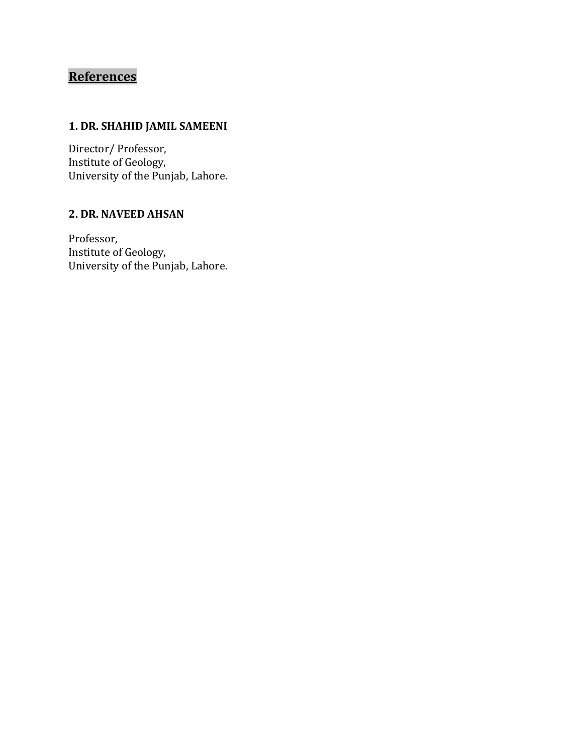## References

**1. DR. SHAHID JAMIL SAMEENI**

Director/ Professor,  
Institute of Geology,  
University of the Punjab, Lahore.

**2. DR. NAVEED AHSAN**

Professor,  
Institute of Geology,  
University of the Punjab, Lahore.